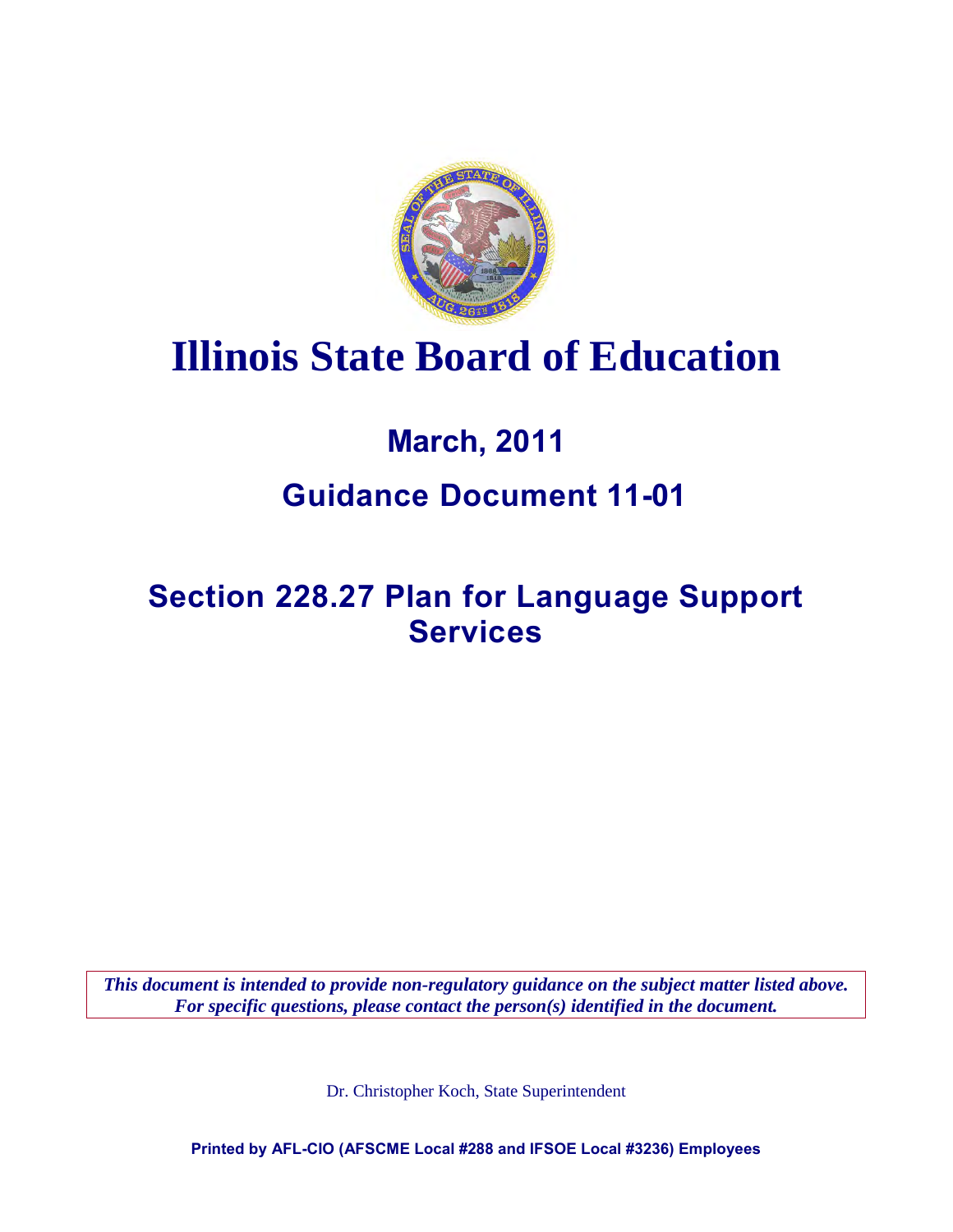# Illinois State Board of Education

## March, 2011

## Guidance Document 11-01

## Section 228.27 Plan for Language Support Services

***This document is intended to provide non-regulatory guidance on the subject matter listed above. For specific questions, please contact the person(s) identified in the document.***

Dr. Christopher Koch, State Superintendent

**Printed by AFL-CIO (AFSCME Local #288 and IFSOE Local #3236) Employees**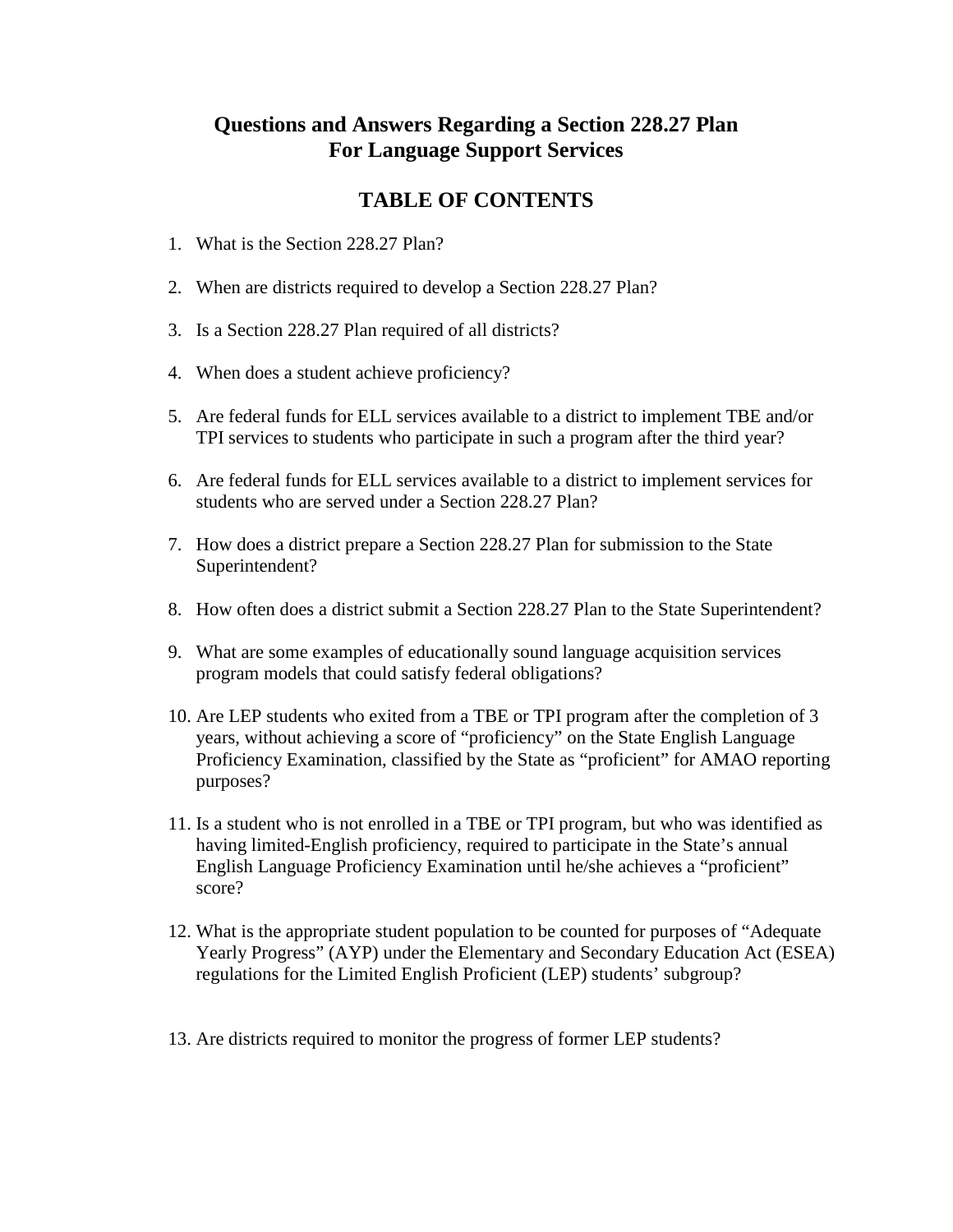# Questions and Answers Regarding a Section 228.27 Plan For Language Support Services

## TABLE OF CONTENTS

1. What is the Section 228.27 Plan?

2. When are districts required to develop a Section 228.27 Plan?

3. Is a Section 228.27 Plan required of all districts?

4. When does a student achieve proficiency?

5. Are federal funds for ELL services available to a district to implement TBE and/or TPI services to students who participate in such a program after the third year?

6. Are federal funds for ELL services available to a district to implement services for students who are served under a Section 228.27 Plan?

7. How does a district prepare a Section 228.27 Plan for submission to the State Superintendent?

8. How often does a district submit a Section 228.27 Plan to the State Superintendent?

9. What are some examples of educationally sound language acquisition services program models that could satisfy federal obligations?

10. Are LEP students who exited from a TBE or TPI program after the completion of 3 years, without achieving a score of "proficiency" on the State English Language Proficiency Examination, classified by the State as "proficient" for AMAO reporting purposes?

11. Is a student who is not enrolled in a TBE or TPI program, but who was identified as having limited-English proficiency, required to participate in the State's annual English Language Proficiency Examination until he/she achieves a "proficient" score?

12. What is the appropriate student population to be counted for purposes of "Adequate Yearly Progress" (AYP) under the Elementary and Secondary Education Act (ESEA) regulations for the Limited English Proficient (LEP) students' subgroup?

13. Are districts required to monitor the progress of former LEP students?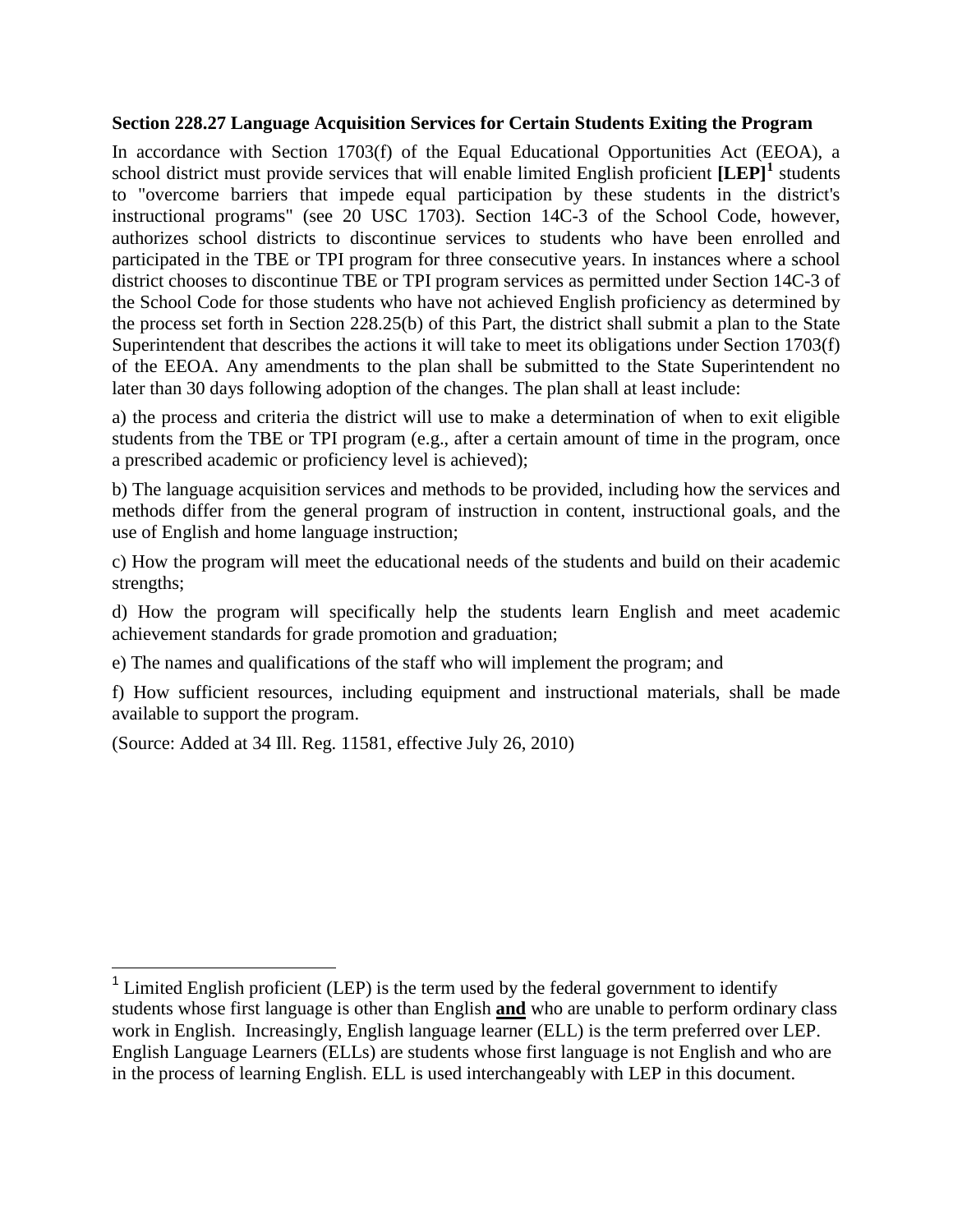**Section 228.27 Language Acquisition Services for Certain Students Exiting the Program**

In accordance with Section 1703(f) of the Equal Educational Opportunities Act (EEOA), a school district must provide services that will enable limited English proficient **[LEP]**[1] students to "overcome barriers that impede equal participation by these students in the district's instructional programs" (see 20 USC 1703). Section 14C-3 of the School Code, however, authorizes school districts to discontinue services to students who have been enrolled and participated in the TBE or TPI program for three consecutive years. In instances where a school district chooses to discontinue TBE or TPI program services as permitted under Section 14C-3 of the School Code for those students who have not achieved English proficiency as determined by the process set forth in Section 228.25(b) of this Part, the district shall submit a plan to the State Superintendent that describes the actions it will take to meet its obligations under Section 1703(f) of the EEOA. Any amendments to the plan shall be submitted to the State Superintendent no later than 30 days following adoption of the changes. The plan shall at least include:

a) the process and criteria the district will use to make a determination of when to exit eligible students from the TBE or TPI program (e.g., after a certain amount of time in the program, once a prescribed academic or proficiency level is achieved);

b) The language acquisition services and methods to be provided, including how the services and methods differ from the general program of instruction in content, instructional goals, and the use of English and home language instruction;

c) How the program will meet the educational needs of the students and build on their academic strengths;

d) How the program will specifically help the students learn English and meet academic achievement standards for grade promotion and graduation;

e) The names and qualifications of the staff who will implement the program; and

f) How sufficient resources, including equipment and instructional materials, shall be made available to support the program.

(Source: Added at 34 Ill. Reg. 11581, effective July 26, 2010)

---

[1] Limited English proficient (LEP) is the term used by the federal government to identify students whose first language is other than English **and** who are unable to perform ordinary class work in English. Increasingly, English language learner (ELL) is the term preferred over LEP. English Language Learners (ELLs) are students whose first language is not English and who are in the process of learning English. ELL is used interchangeably with LEP in this document.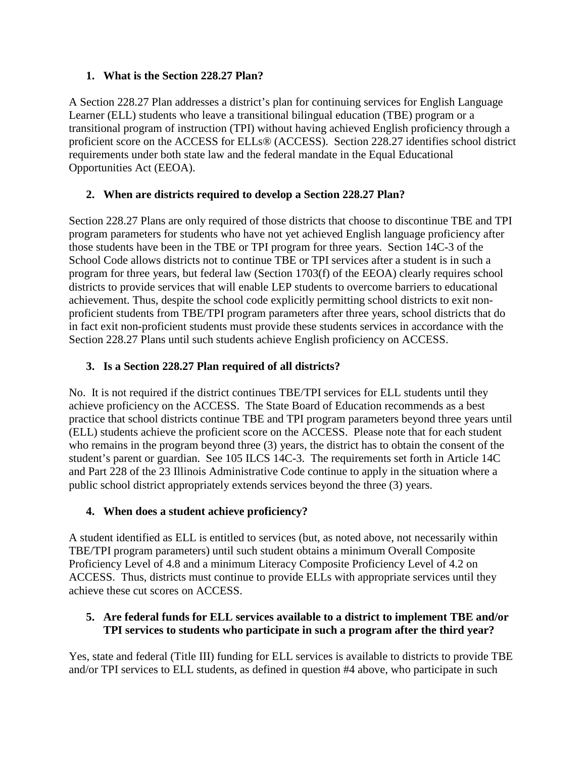1. **What is the Section 228.27 Plan?**

A Section 228.27 Plan addresses a district's plan for continuing services for English Language Learner (ELL) students who leave a transitional bilingual education (TBE) program or a transitional program of instruction (TPI) without having achieved English proficiency through a proficient score on the ACCESS for ELLs® (ACCESS). Section 228.27 identifies school district requirements under both state law and the federal mandate in the Equal Educational Opportunities Act (EEOA).

2. **When are districts required to develop a Section 228.27 Plan?**

Section 228.27 Plans are only required of those districts that choose to discontinue TBE and TPI program parameters for students who have not yet achieved English language proficiency after those students have been in the TBE or TPI program for three years. Section 14C-3 of the School Code allows districts not to continue TBE or TPI services after a student is in such a program for three years, but federal law (Section 1703(f) of the EEOA) clearly requires school districts to provide services that will enable LEP students to overcome barriers to educational achievement. Thus, despite the school code explicitly permitting school districts to exit non-proficient students from TBE/TPI program parameters after three years, school districts that do in fact exit non-proficient students must provide these students services in accordance with the Section 228.27 Plans until such students achieve English proficiency on ACCESS.

3. **Is a Section 228.27 Plan required of all districts?**

No. It is not required if the district continues TBE/TPI services for ELL students until they achieve proficiency on the ACCESS. The State Board of Education recommends as a best practice that school districts continue TBE and TPI program parameters beyond three years until (ELL) students achieve the proficient score on the ACCESS. Please note that for each student who remains in the program beyond three (3) years, the district has to obtain the consent of the student's parent or guardian. See 105 ILCS 14C-3. The requirements set forth in Article 14C and Part 228 of the 23 Illinois Administrative Code continue to apply in the situation where a public school district appropriately extends services beyond the three (3) years.

4. **When does a student achieve proficiency?**

A student identified as ELL is entitled to services (but, as noted above, not necessarily within TBE/TPI program parameters) until such student obtains a minimum Overall Composite Proficiency Level of 4.8 and a minimum Literacy Composite Proficiency Level of 4.2 on ACCESS. Thus, districts must continue to provide ELLs with appropriate services until they achieve these cut scores on ACCESS.

5. **Are federal funds for ELL services available to a district to implement TBE and/or TPI services to students who participate in such a program after the third year?**

Yes, state and federal (Title III) funding for ELL services is available to districts to provide TBE and/or TPI services to ELL students, as defined in question #4 above, who participate in such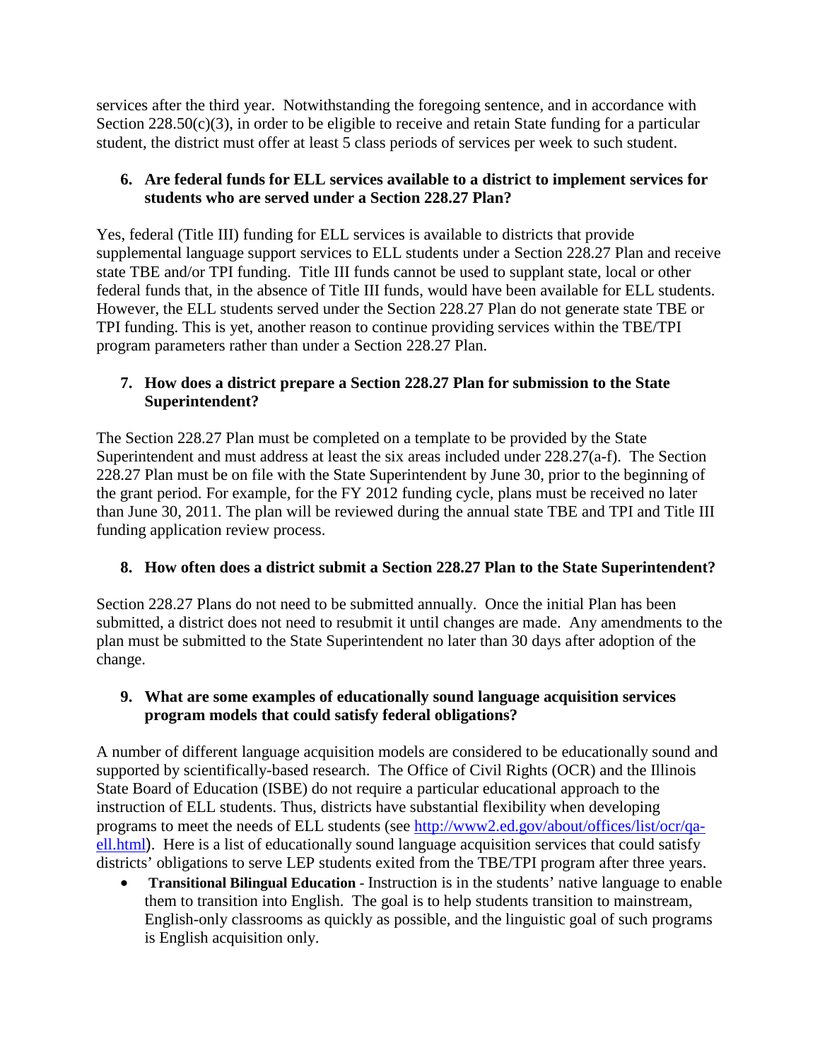services after the third year. Notwithstanding the foregoing sentence, and in accordance with Section 228.50(c)(3), in order to be eligible to receive and retain State funding for a particular student, the district must offer at least 5 class periods of services per week to such student.

**6. Are federal funds for ELL services available to a district to implement services for students who are served under a Section 228.27 Plan?**

Yes, federal (Title III) funding for ELL services is available to districts that provide supplemental language support services to ELL students under a Section 228.27 Plan and receive state TBE and/or TPI funding. Title III funds cannot be used to supplant state, local or other federal funds that, in the absence of Title III funds, would have been available for ELL students. However, the ELL students served under the Section 228.27 Plan do not generate state TBE or TPI funding. This is yet, another reason to continue providing services within the TBE/TPI program parameters rather than under a Section 228.27 Plan.

**7. How does a district prepare a Section 228.27 Plan for submission to the State Superintendent?**

The Section 228.27 Plan must be completed on a template to be provided by the State Superintendent and must address at least the six areas included under 228.27(a-f). The Section 228.27 Plan must be on file with the State Superintendent by June 30, prior to the beginning of the grant period. For example, for the FY 2012 funding cycle, plans must be received no later than June 30, 2011. The plan will be reviewed during the annual state TBE and TPI and Title III funding application review process.

**8. How often does a district submit a Section 228.27 Plan to the State Superintendent?**

Section 228.27 Plans do not need to be submitted annually. Once the initial Plan has been submitted, a district does not need to resubmit it until changes are made. Any amendments to the plan must be submitted to the State Superintendent no later than 30 days after adoption of the change.

**9. What are some examples of educationally sound language acquisition services program models that could satisfy federal obligations?**

A number of different language acquisition models are considered to be educationally sound and supported by scientifically-based research. The Office of Civil Rights (OCR) and the Illinois State Board of Education (ISBE) do not require a particular educational approach to the instruction of ELL students. Thus, districts have substantial flexibility when developing programs to meet the needs of ELL students (see [http://www2.ed.gov/about/offices/list/ocr/qa-ell.html](http://www2.ed.gov/about/offices/list/ocr/qa-ell.html)). Here is a list of educationally sound language acquisition services that could satisfy districts' obligations to serve LEP students exited from the TBE/TPI program after three years.

- **Transitional Bilingual Education** - Instruction is in the students' native language to enable them to transition into English. The goal is to help students transition to mainstream, English-only classrooms as quickly as possible, and the linguistic goal of such programs is English acquisition only.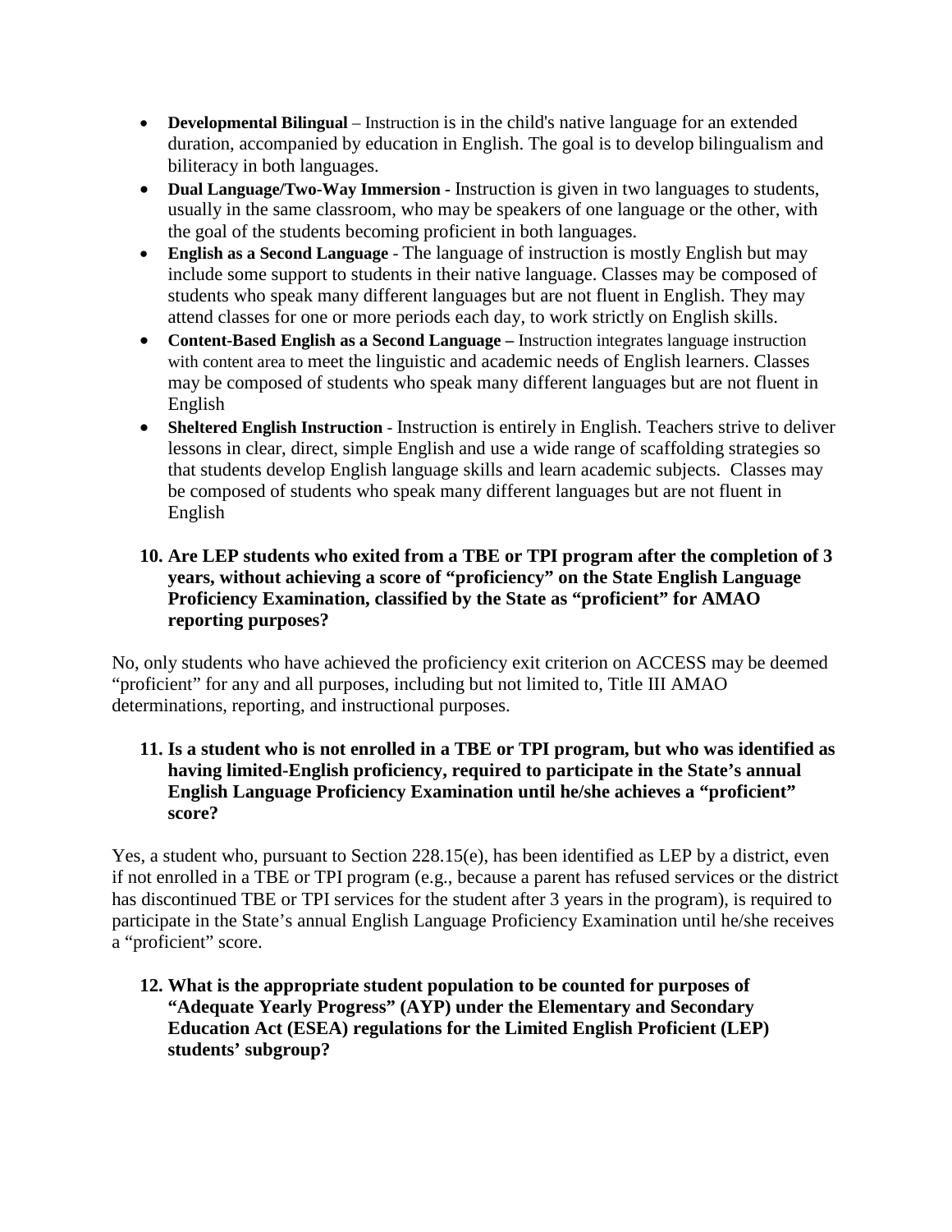- **Developmental Bilingual** – Instruction is in the child's native language for an extended duration, accompanied by education in English. The goal is to develop bilingualism and biliteracy in both languages.
- **Dual Language/Two-Way Immersion** - Instruction is given in two languages to students, usually in the same classroom, who may be speakers of one language or the other, with the goal of the students becoming proficient in both languages.
- **English as a Second Language** - The language of instruction is mostly English but may include some support to students in their native language. Classes may be composed of students who speak many different languages but are not fluent in English. They may attend classes for one or more periods each day, to work strictly on English skills.
- **Content-Based English as a Second Language –** Instruction integrates language instruction with content area to meet the linguistic and academic needs of English learners. Classes may be composed of students who speak many different languages but are not fluent in English
- **Sheltered English Instruction** - Instruction is entirely in English. Teachers strive to deliver lessons in clear, direct, simple English and use a wide range of scaffolding strategies so that students develop English language skills and learn academic subjects. Classes may be composed of students who speak many different languages but are not fluent in English

**10. Are LEP students who exited from a TBE or TPI program after the completion of 3 years, without achieving a score of "proficiency" on the State English Language Proficiency Examination, classified by the State as "proficient" for AMAO reporting purposes?**

No, only students who have achieved the proficiency exit criterion on ACCESS may be deemed "proficient" for any and all purposes, including but not limited to, Title III AMAO determinations, reporting, and instructional purposes.

**11. Is a student who is not enrolled in a TBE or TPI program, but who was identified as having limited-English proficiency, required to participate in the State's annual English Language Proficiency Examination until he/she achieves a "proficient" score?**

Yes, a student who, pursuant to Section 228.15(e), has been identified as LEP by a district, even if not enrolled in a TBE or TPI program (e.g., because a parent has refused services or the district has discontinued TBE or TPI services for the student after 3 years in the program), is required to participate in the State's annual English Language Proficiency Examination until he/she receives a "proficient" score.

**12. What is the appropriate student population to be counted for purposes of "Adequate Yearly Progress" (AYP) under the Elementary and Secondary Education Act (ESEA) regulations for the Limited English Proficient (LEP) students' subgroup?**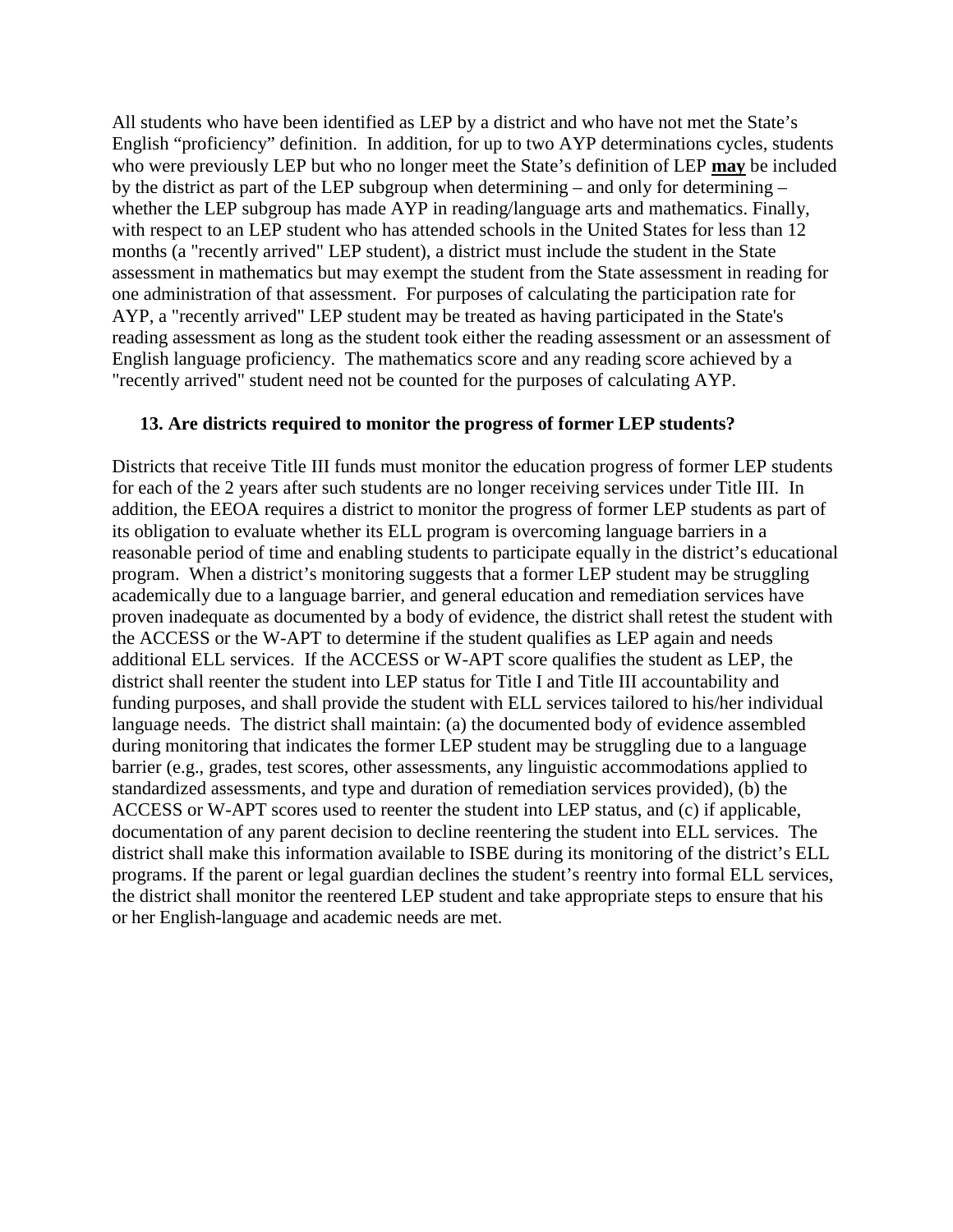All students who have been identified as LEP by a district and who have not met the State's English "proficiency" definition. In addition, for up to two AYP determinations cycles, students who were previously LEP but who no longer meet the State's definition of LEP **may** be included by the district as part of the LEP subgroup when determining – and only for determining – whether the LEP subgroup has made AYP in reading/language arts and mathematics. Finally, with respect to an LEP student who has attended schools in the United States for less than 12 months (a "recently arrived" LEP student), a district must include the student in the State assessment in mathematics but may exempt the student from the State assessment in reading for one administration of that assessment. For purposes of calculating the participation rate for AYP, a "recently arrived" LEP student may be treated as having participated in the State's reading assessment as long as the student took either the reading assessment or an assessment of English language proficiency. The mathematics score and any reading score achieved by a "recently arrived" student need not be counted for the purposes of calculating AYP.

**13. Are districts required to monitor the progress of former LEP students?**

Districts that receive Title III funds must monitor the education progress of former LEP students for each of the 2 years after such students are no longer receiving services under Title III. In addition, the EEOA requires a district to monitor the progress of former LEP students as part of its obligation to evaluate whether its ELL program is overcoming language barriers in a reasonable period of time and enabling students to participate equally in the district's educational program. When a district's monitoring suggests that a former LEP student may be struggling academically due to a language barrier, and general education and remediation services have proven inadequate as documented by a body of evidence, the district shall retest the student with the ACCESS or the W-APT to determine if the student qualifies as LEP again and needs additional ELL services. If the ACCESS or W-APT score qualifies the student as LEP, the district shall reenter the student into LEP status for Title I and Title III accountability and funding purposes, and shall provide the student with ELL services tailored to his/her individual language needs. The district shall maintain: (a) the documented body of evidence assembled during monitoring that indicates the former LEP student may be struggling due to a language barrier (e.g., grades, test scores, other assessments, any linguistic accommodations applied to standardized assessments, and type and duration of remediation services provided), (b) the ACCESS or W-APT scores used to reenter the student into LEP status, and (c) if applicable, documentation of any parent decision to decline reentering the student into ELL services. The district shall make this information available to ISBE during its monitoring of the district's ELL programs. If the parent or legal guardian declines the student's reentry into formal ELL services, the district shall monitor the reentered LEP student and take appropriate steps to ensure that his or her English-language and academic needs are met.